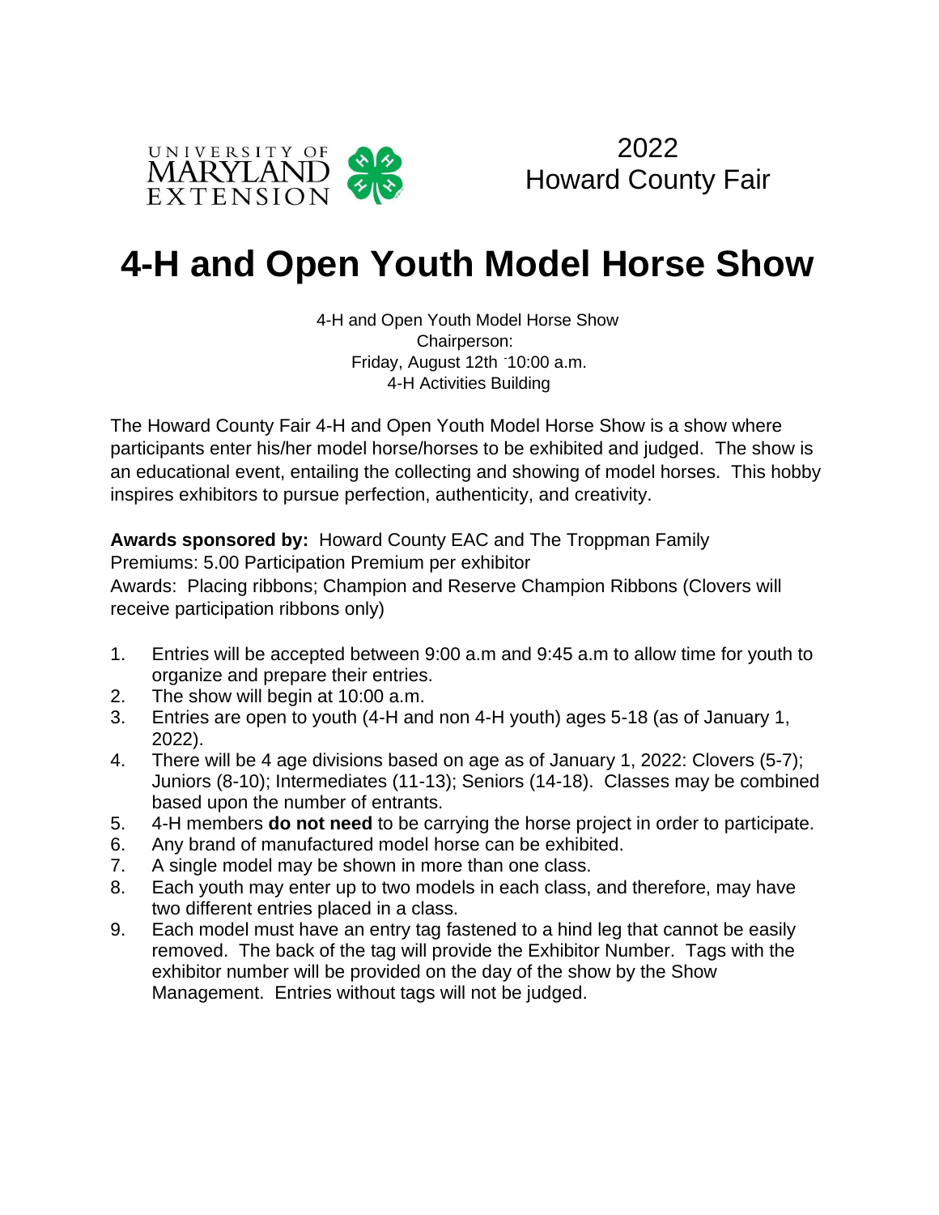UNIVERSITY OF MARYLAND EXTENSION

2022
Howard County Fair

# 4-H and Open Youth Model Horse Show

4-H and Open Youth Model Horse Show
Chairperson:
Friday, August 12th -10:00 a.m.
4-H Activities Building

The Howard County Fair 4-H and Open Youth Model Horse Show is a show where participants enter his/her model horse/horses to be exhibited and judged. The show is an educational event, entailing the collecting and showing of model horses. This hobby inspires exhibitors to pursue perfection, authenticity, and creativity.

**Awards sponsored by:** Howard County EAC and The Troppman Family
Premiums: 5.00 Participation Premium per exhibitor
Awards: Placing ribbons; Champion and Reserve Champion Ribbons (Clovers will receive participation ribbons only)

1. Entries will be accepted between 9:00 a.m and 9:45 a.m to allow time for youth to organize and prepare their entries.
2. The show will begin at 10:00 a.m.
3. Entries are open to youth (4-H and non 4-H youth) ages 5-18 (as of January 1, 2022).
4. There will be 4 age divisions based on age as of January 1, 2022: Clovers (5-7); Juniors (8-10); Intermediates (11-13); Seniors (14-18). Classes may be combined based upon the number of entrants.
5. 4-H members **do not need** to be carrying the horse project in order to participate.
6. Any brand of manufactured model horse can be exhibited.
7. A single model may be shown in more than one class.
8. Each youth may enter up to two models in each class, and therefore, may have two different entries placed in a class.
9. Each model must have an entry tag fastened to a hind leg that cannot be easily removed. The back of the tag will provide the Exhibitor Number. Tags with the exhibitor number will be provided on the day of the show by the Show Management. Entries without tags will not be judged.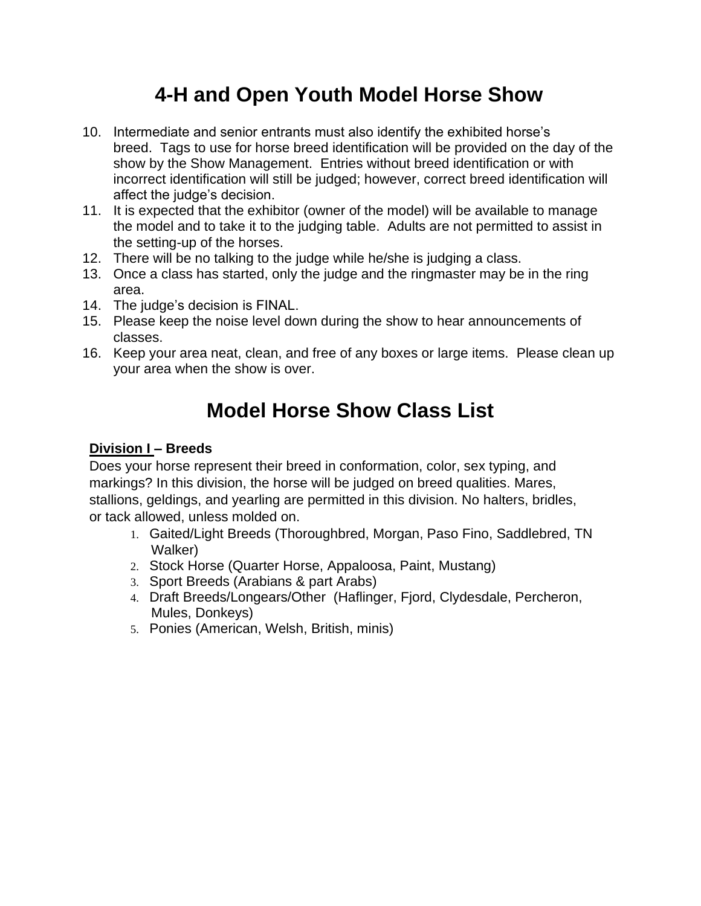# 4-H and Open Youth Model Horse Show

10. Intermediate and senior entrants must also identify the exhibited horse's breed. Tags to use for horse breed identification will be provided on the day of the show by the Show Management. Entries without breed identification or with incorrect identification will still be judged; however, correct breed identification will affect the judge's decision.
11. It is expected that the exhibitor (owner of the model) will be available to manage the model and to take it to the judging table. Adults are not permitted to assist in the setting-up of the horses.
12. There will be no talking to the judge while he/she is judging a class.
13. Once a class has started, only the judge and the ringmaster may be in the ring area.
14. The judge's decision is FINAL.
15. Please keep the noise level down during the show to hear announcements of classes.
16. Keep your area neat, clean, and free of any boxes or large items. Please clean up your area when the show is over.

# Model Horse Show Class List

**Division I – Breeds**

Does your horse represent their breed in conformation, color, sex typing, and markings? In this division, the horse will be judged on breed qualities. Mares, stallions, geldings, and yearling are permitted in this division. No halters, bridles, or tack allowed, unless molded on.

1. Gaited/Light Breeds (Thoroughbred, Morgan, Paso Fino, Saddlebred, TN Walker)
2. Stock Horse (Quarter Horse, Appaloosa, Paint, Mustang)
3. Sport Breeds (Arabians & part Arabs)
4. Draft Breeds/Longears/Other (Haflinger, Fjord, Clydesdale, Percheron, Mules, Donkeys)
5. Ponies (American, Welsh, British, minis)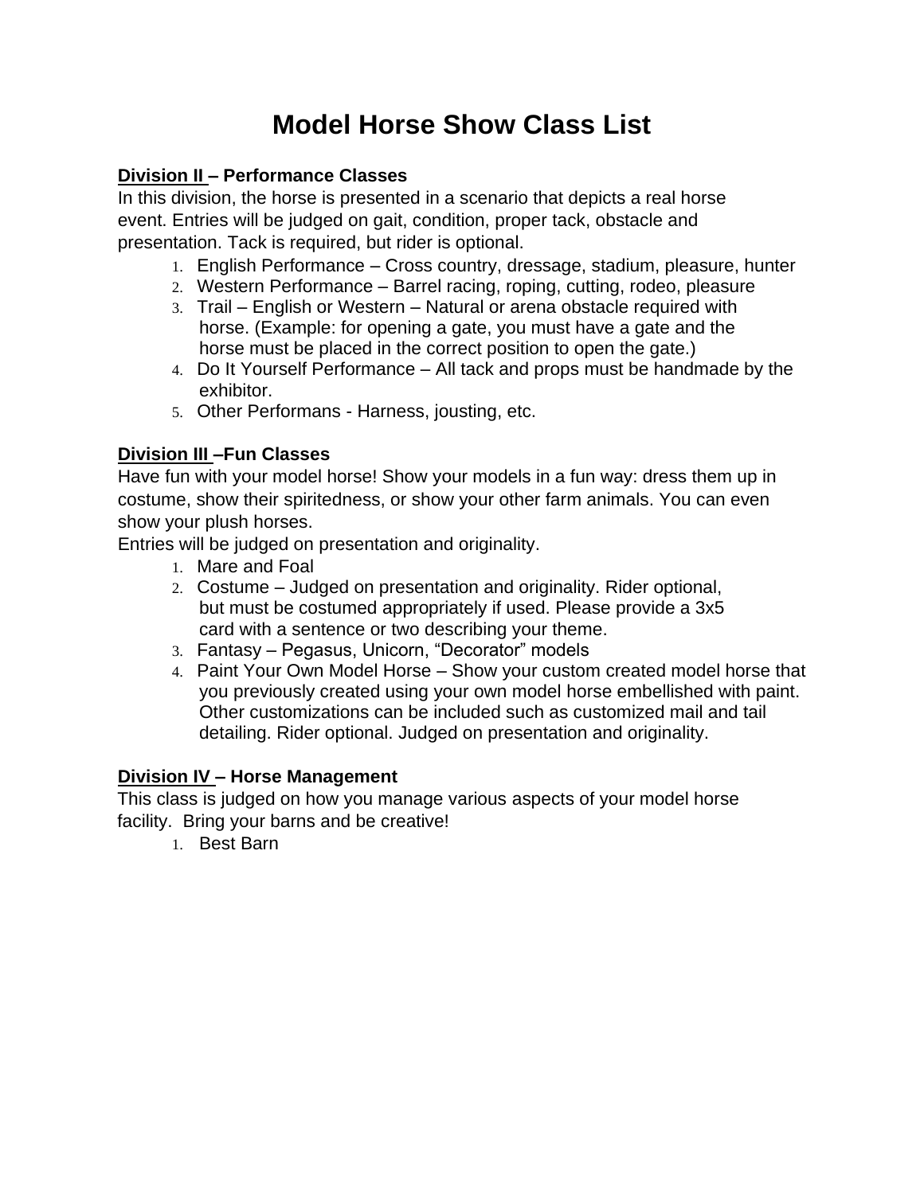# Model Horse Show Class List

**<u>Division II</u> – Performance Classes**

In this division, the horse is presented in a scenario that depicts a real horse event. Entries will be judged on gait, condition, proper tack, obstacle and presentation. Tack is required, but rider is optional.

1. English Performance – Cross country, dressage, stadium, pleasure, hunter
2. Western Performance – Barrel racing, roping, cutting, rodeo, pleasure
3. Trail – English or Western – Natural or arena obstacle required with horse. (Example: for opening a gate, you must have a gate and the horse must be placed in the correct position to open the gate.)
4. Do It Yourself Performance – All tack and props must be handmade by the exhibitor.
5. Other Performans - Harness, jousting, etc.

**<u>Division III</u> –Fun Classes**

Have fun with your model horse! Show your models in a fun way: dress them up in costume, show their spiritedness, or show your other farm animals. You can even show your plush horses.

Entries will be judged on presentation and originality.

1. Mare and Foal
2. Costume – Judged on presentation and originality. Rider optional, but must be costumed appropriately if used. Please provide a 3x5 card with a sentence or two describing your theme.
3. Fantasy – Pegasus, Unicorn, "Decorator" models
4. Paint Your Own Model Horse – Show your custom created model horse that you previously created using your own model horse embellished with paint. Other customizations can be included such as customized mail and tail detailing. Rider optional. Judged on presentation and originality.

**<u>Division IV</u> – Horse Management**

This class is judged on how you manage various aspects of your model horse facility. Bring your barns and be creative!

1. Best Barn